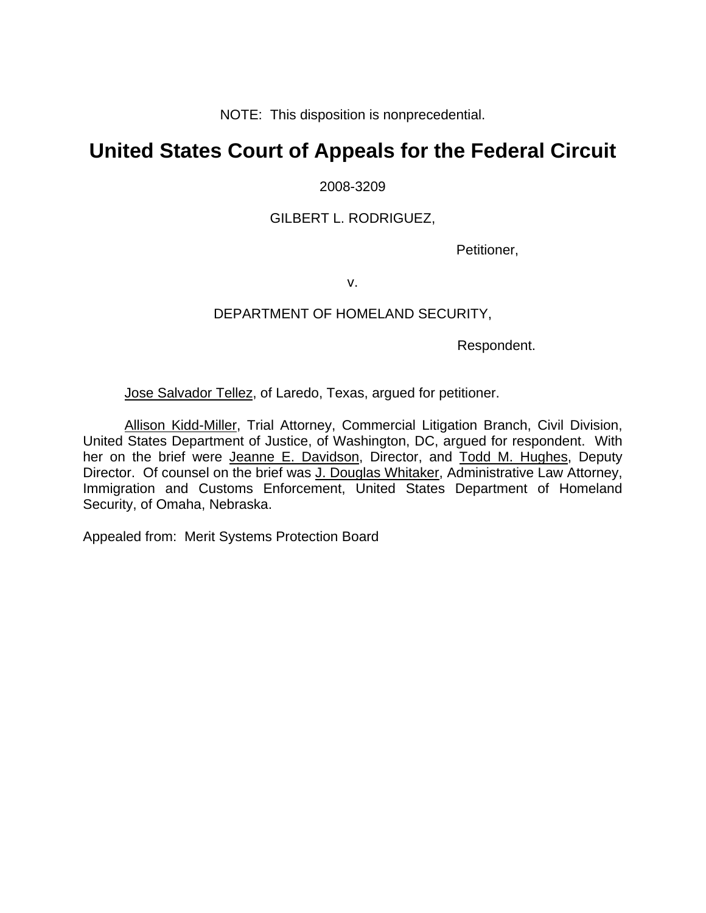NOTE: This disposition is nonprecedential.

# United States Court of Appeals for the Federal Circuit

2008-3209

GILBERT L. RODRIGUEZ,

Petitioner,

v.

DEPARTMENT OF HOMELAND SECURITY,

Respondent.

Jose Salvador Tellez, of Laredo, Texas, argued for petitioner.

Allison Kidd-Miller, Trial Attorney, Commercial Litigation Branch, Civil Division, United States Department of Justice, of Washington, DC, argued for respondent. With her on the brief were Jeanne E. Davidson, Director, and Todd M. Hughes, Deputy Director. Of counsel on the brief was J. Douglas Whitaker, Administrative Law Attorney, Immigration and Customs Enforcement, United States Department of Homeland Security, of Omaha, Nebraska.

Appealed from: Merit Systems Protection Board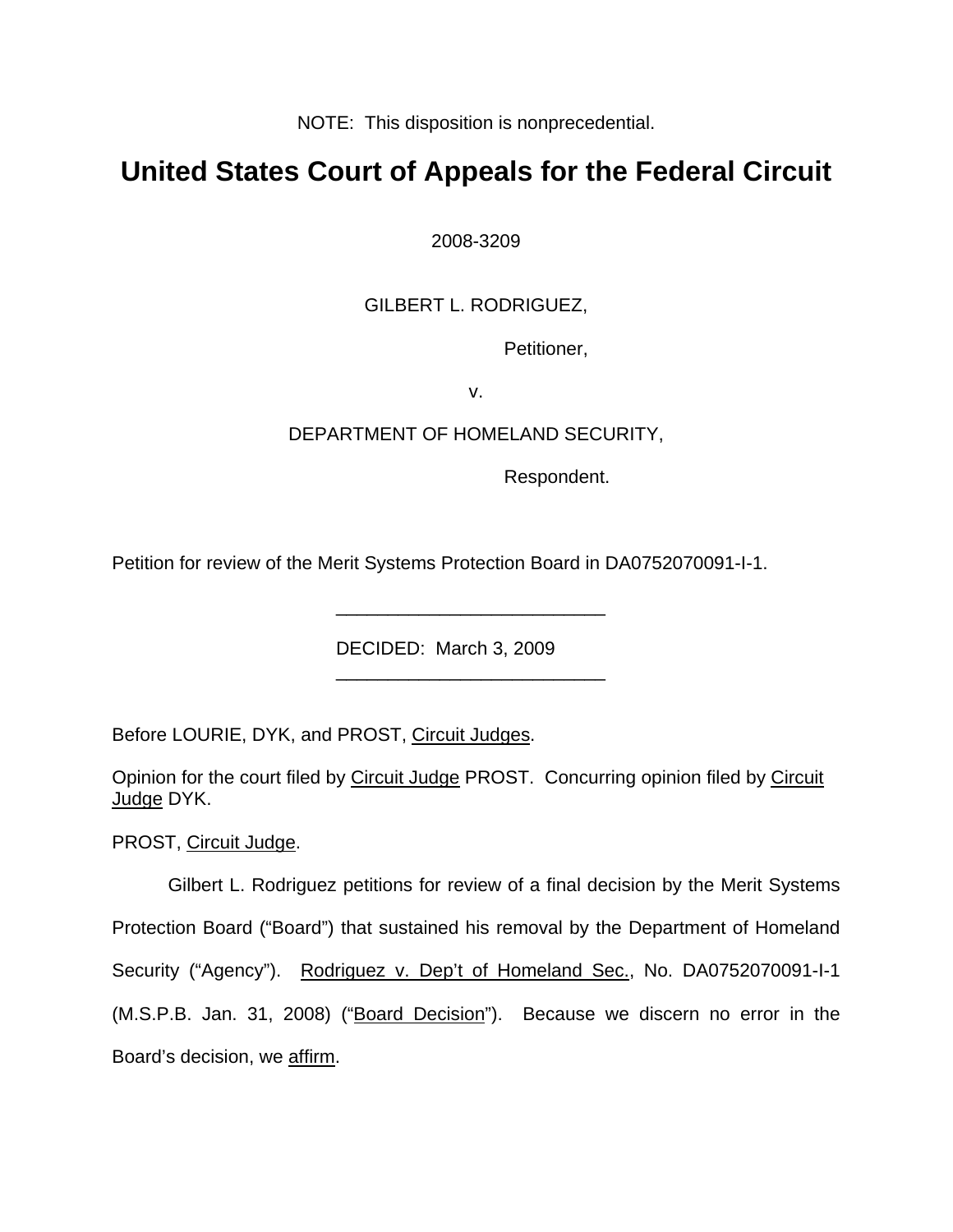NOTE: This disposition is nonprecedential.

# United States Court of Appeals for the Federal Circuit

2008-3209

GILBERT L. RODRIGUEZ,

Petitioner,

v.

DEPARTMENT OF HOMELAND SECURITY,

Respondent.

Petition for review of the Merit Systems Protection Board in DA0752070091-I-1.

---

DECIDED: March 3, 2009

---

Before LOURIE, DYK, and PROST, Circuit Judges.

Opinion for the court filed by Circuit Judge PROST. Concurring opinion filed by Circuit Judge DYK.

PROST, Circuit Judge.

Gilbert L. Rodriguez petitions for review of a final decision by the Merit Systems Protection Board ("Board") that sustained his removal by the Department of Homeland Security ("Agency"). Rodriguez v. Dep't of Homeland Sec., No. DA0752070091-I-1 (M.S.P.B. Jan. 31, 2008) ("Board Decision"). Because we discern no error in the Board's decision, we affirm.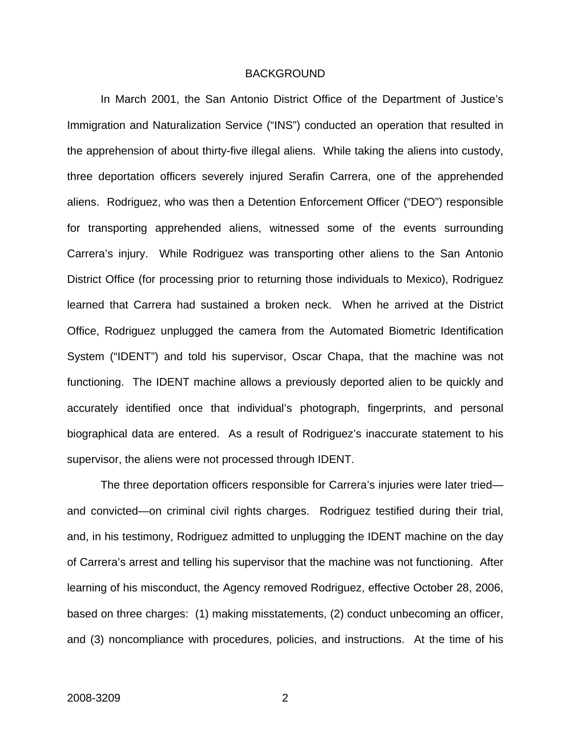## BACKGROUND

In March 2001, the San Antonio District Office of the Department of Justice's Immigration and Naturalization Service ("INS") conducted an operation that resulted in the apprehension of about thirty-five illegal aliens. While taking the aliens into custody, three deportation officers severely injured Serafin Carrera, one of the apprehended aliens. Rodriguez, who was then a Detention Enforcement Officer ("DEO") responsible for transporting apprehended aliens, witnessed some of the events surrounding Carrera's injury. While Rodriguez was transporting other aliens to the San Antonio District Office (for processing prior to returning those individuals to Mexico), Rodriguez learned that Carrera had sustained a broken neck. When he arrived at the District Office, Rodriguez unplugged the camera from the Automated Biometric Identification System ("IDENT") and told his supervisor, Oscar Chapa, that the machine was not functioning. The IDENT machine allows a previously deported alien to be quickly and accurately identified once that individual's photograph, fingerprints, and personal biographical data are entered. As a result of Rodriguez's inaccurate statement to his supervisor, the aliens were not processed through IDENT.

The three deportation officers responsible for Carrera's injuries were later tried—and convicted—on criminal civil rights charges. Rodriguez testified during their trial, and, in his testimony, Rodriguez admitted to unplugging the IDENT machine on the day of Carrera's arrest and telling his supervisor that the machine was not functioning. After learning of his misconduct, the Agency removed Rodriguez, effective October 28, 2006, based on three charges: (1) making misstatements, (2) conduct unbecoming an officer, and (3) noncompliance with procedures, policies, and instructions. At the time of his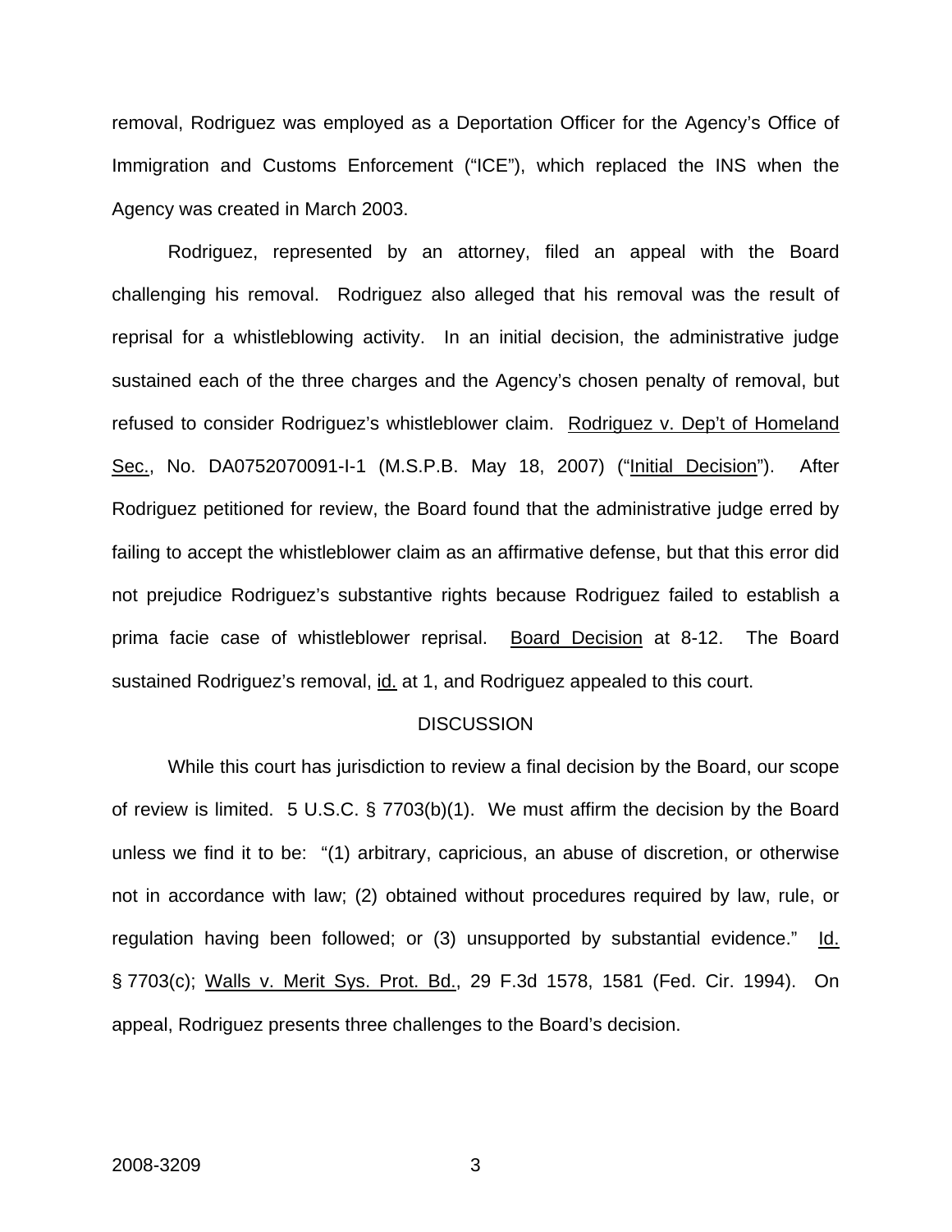removal, Rodriguez was employed as a Deportation Officer for the Agency's Office of Immigration and Customs Enforcement ("ICE"), which replaced the INS when the Agency was created in March 2003.

Rodriguez, represented by an attorney, filed an appeal with the Board challenging his removal. Rodriguez also alleged that his removal was the result of reprisal for a whistleblowing activity. In an initial decision, the administrative judge sustained each of the three charges and the Agency's chosen penalty of removal, but refused to consider Rodriguez's whistleblower claim. Rodriguez v. Dep't of Homeland Sec., No. DA0752070091-I-1 (M.S.P.B. May 18, 2007) ("Initial Decision"). After Rodriguez petitioned for review, the Board found that the administrative judge erred by failing to accept the whistleblower claim as an affirmative defense, but that this error did not prejudice Rodriguez's substantive rights because Rodriguez failed to establish a prima facie case of whistleblower reprisal. Board Decision at 8-12. The Board sustained Rodriguez's removal, id. at 1, and Rodriguez appealed to this court.

## DISCUSSION

While this court has jurisdiction to review a final decision by the Board, our scope of review is limited. 5 U.S.C. § 7703(b)(1). We must affirm the decision by the Board unless we find it to be: "(1) arbitrary, capricious, an abuse of discretion, or otherwise not in accordance with law; (2) obtained without procedures required by law, rule, or regulation having been followed; or (3) unsupported by substantial evidence." Id. § 7703(c); Walls v. Merit Sys. Prot. Bd., 29 F.3d 1578, 1581 (Fed. Cir. 1994). On appeal, Rodriguez presents three challenges to the Board's decision.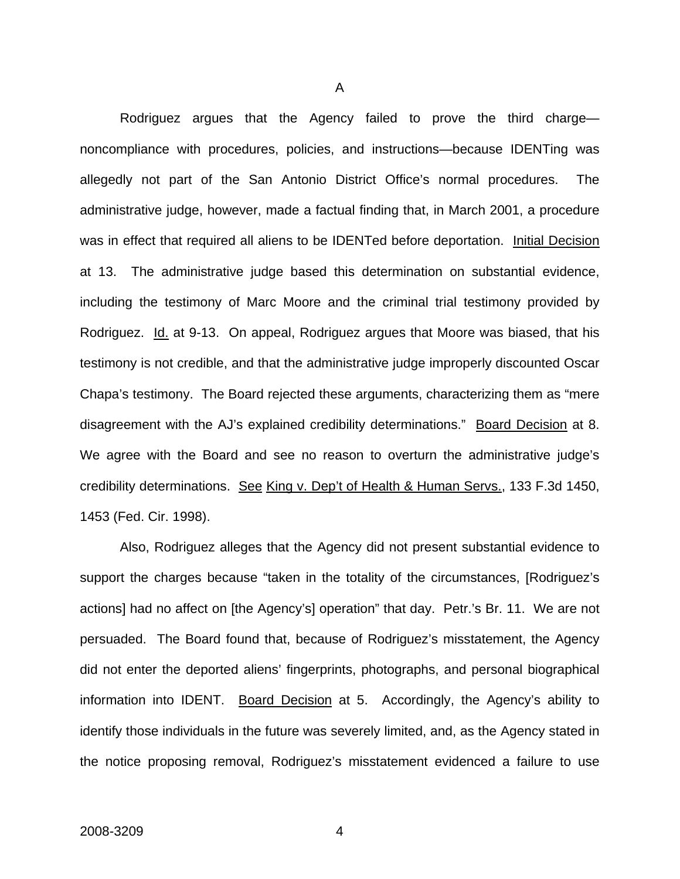A

Rodriguez argues that the Agency failed to prove the third charge—noncompliance with procedures, policies, and instructions—because IDENTing was allegedly not part of the San Antonio District Office's normal procedures. The administrative judge, however, made a factual finding that, in March 2001, a procedure was in effect that required all aliens to be IDENTed before deportation. Initial Decision at 13. The administrative judge based this determination on substantial evidence, including the testimony of Marc Moore and the criminal trial testimony provided by Rodriguez. Id. at 9-13. On appeal, Rodriguez argues that Moore was biased, that his testimony is not credible, and that the administrative judge improperly discounted Oscar Chapa's testimony. The Board rejected these arguments, characterizing them as "mere disagreement with the AJ's explained credibility determinations." Board Decision at 8. We agree with the Board and see no reason to overturn the administrative judge's credibility determinations. See King v. Dep't of Health & Human Servs., 133 F.3d 1450, 1453 (Fed. Cir. 1998).

Also, Rodriguez alleges that the Agency did not present substantial evidence to support the charges because "taken in the totality of the circumstances, [Rodriguez's actions] had no affect on [the Agency's] operation" that day. Petr.'s Br. 11. We are not persuaded. The Board found that, because of Rodriguez's misstatement, the Agency did not enter the deported aliens' fingerprints, photographs, and personal biographical information into IDENT. Board Decision at 5. Accordingly, the Agency's ability to identify those individuals in the future was severely limited, and, as the Agency stated in the notice proposing removal, Rodriguez's misstatement evidenced a failure to use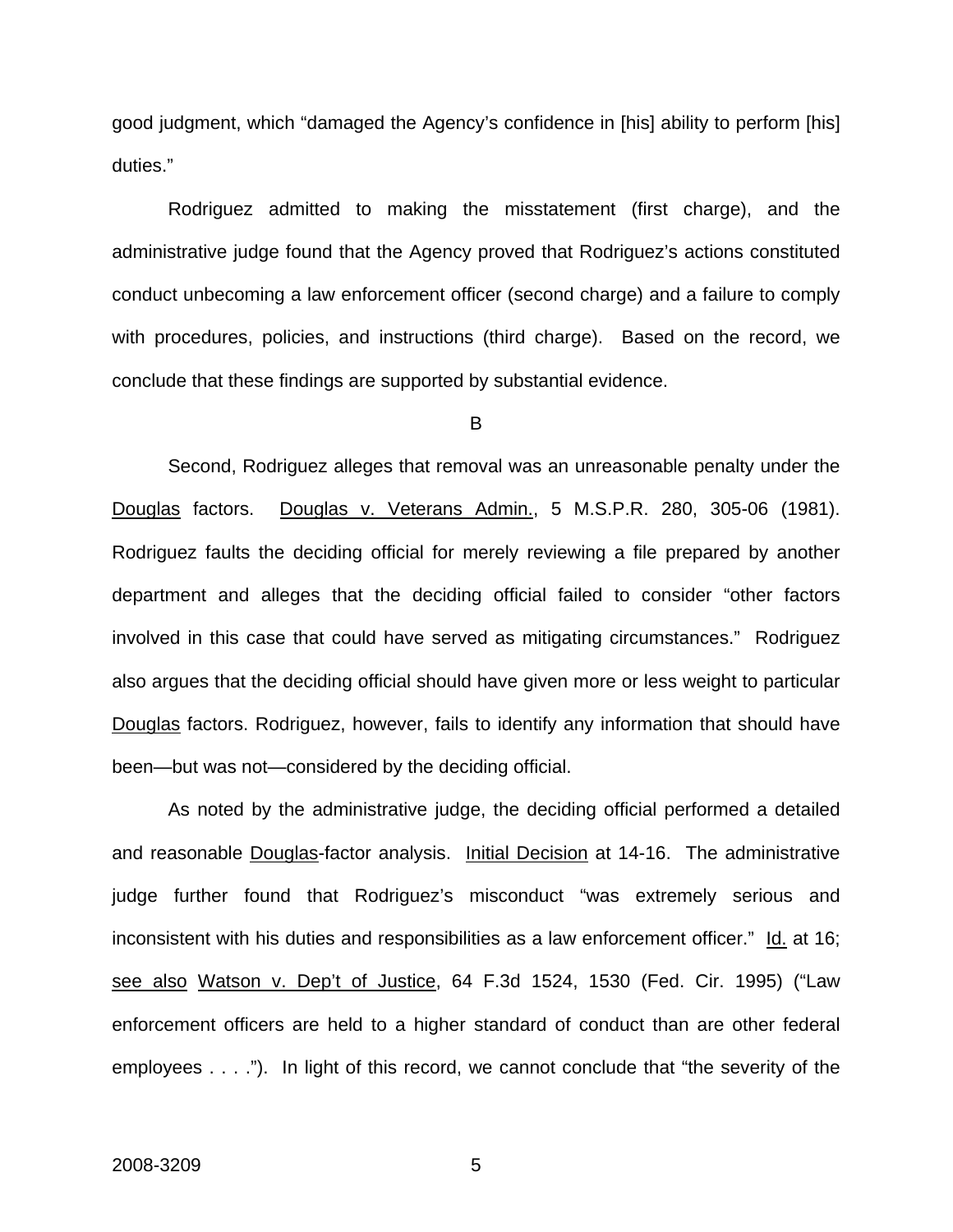good judgment, which "damaged the Agency's confidence in [his] ability to perform [his] duties."

Rodriguez admitted to making the misstatement (first charge), and the administrative judge found that the Agency proved that Rodriguez's actions constituted conduct unbecoming a law enforcement officer (second charge) and a failure to comply with procedures, policies, and instructions (third charge). Based on the record, we conclude that these findings are supported by substantial evidence.

B

Second, Rodriguez alleges that removal was an unreasonable penalty under the Douglas factors. Douglas v. Veterans Admin., 5 M.S.P.R. 280, 305-06 (1981). Rodriguez faults the deciding official for merely reviewing a file prepared by another department and alleges that the deciding official failed to consider "other factors involved in this case that could have served as mitigating circumstances." Rodriguez also argues that the deciding official should have given more or less weight to particular Douglas factors. Rodriguez, however, fails to identify any information that should have been—but was not—considered by the deciding official.

As noted by the administrative judge, the deciding official performed a detailed and reasonable Douglas-factor analysis. Initial Decision at 14-16. The administrative judge further found that Rodriguez's misconduct "was extremely serious and inconsistent with his duties and responsibilities as a law enforcement officer." Id. at 16; see also Watson v. Dep't of Justice, 64 F.3d 1524, 1530 (Fed. Cir. 1995) ("Law enforcement officers are held to a higher standard of conduct than are other federal employees . . . ."). In light of this record, we cannot conclude that "the severity of the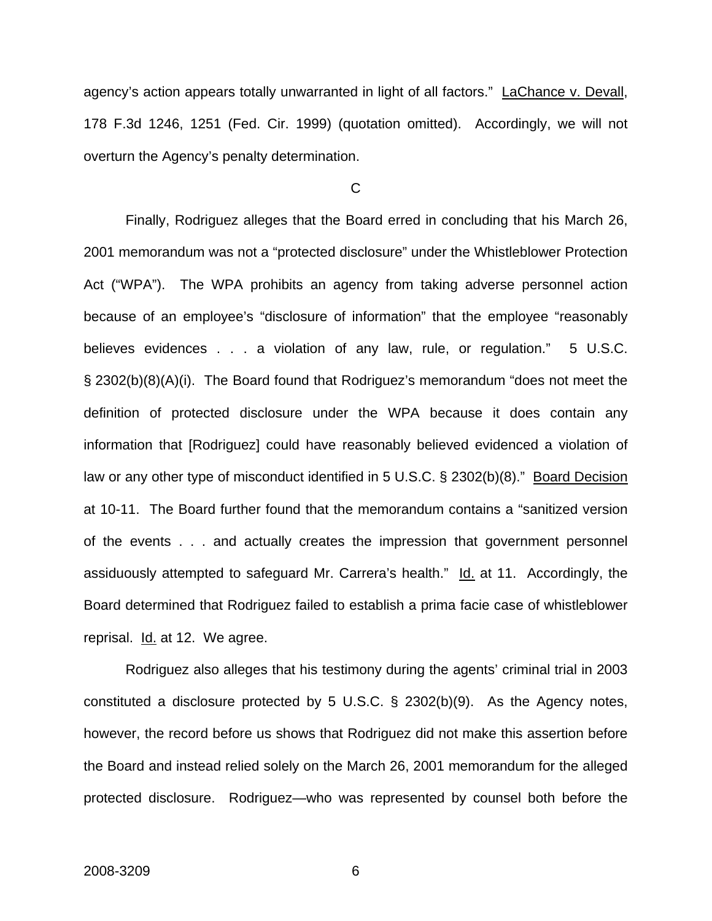agency's action appears totally unwarranted in light of all factors." LaChance v. Devall, 178 F.3d 1246, 1251 (Fed. Cir. 1999) (quotation omitted). Accordingly, we will not overturn the Agency's penalty determination.

C

Finally, Rodriguez alleges that the Board erred in concluding that his March 26, 2001 memorandum was not a "protected disclosure" under the Whistleblower Protection Act ("WPA"). The WPA prohibits an agency from taking adverse personnel action because of an employee's "disclosure of information" that the employee "reasonably believes evidences . . . a violation of any law, rule, or regulation." 5 U.S.C. § 2302(b)(8)(A)(i). The Board found that Rodriguez's memorandum "does not meet the definition of protected disclosure under the WPA because it does contain any information that [Rodriguez] could have reasonably believed evidenced a violation of law or any other type of misconduct identified in 5 U.S.C. § 2302(b)(8)." Board Decision at 10-11. The Board further found that the memorandum contains a "sanitized version of the events . . . and actually creates the impression that government personnel assiduously attempted to safeguard Mr. Carrera's health." Id. at 11. Accordingly, the Board determined that Rodriguez failed to establish a prima facie case of whistleblower reprisal. Id. at 12. We agree.

Rodriguez also alleges that his testimony during the agents' criminal trial in 2003 constituted a disclosure protected by 5 U.S.C. § 2302(b)(9). As the Agency notes, however, the record before us shows that Rodriguez did not make this assertion before the Board and instead relied solely on the March 26, 2001 memorandum for the alleged protected disclosure. Rodriguez—who was represented by counsel both before the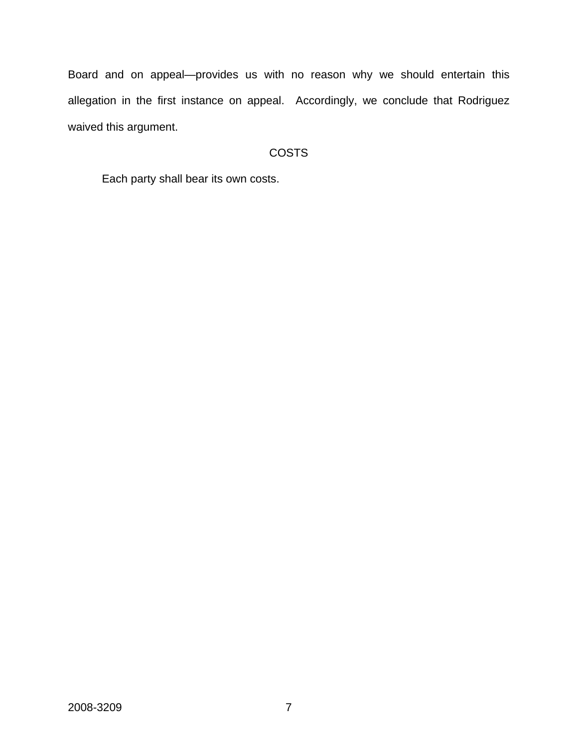Board and on appeal—provides us with no reason why we should entertain this allegation in the first instance on appeal. Accordingly, we conclude that Rodriguez waived this argument.

## COSTS

Each party shall bear its own costs.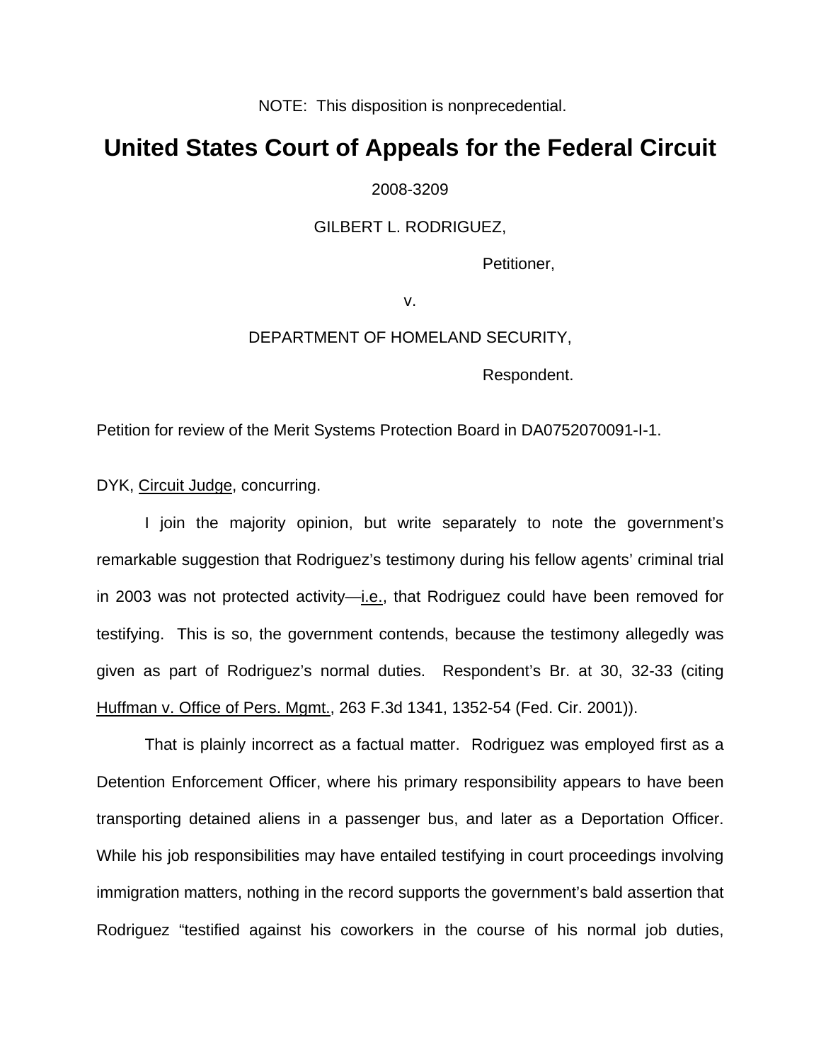NOTE: This disposition is nonprecedential.

# United States Court of Appeals for the Federal Circuit

2008-3209

GILBERT L. RODRIGUEZ,

Petitioner,

v.

DEPARTMENT OF HOMELAND SECURITY,

Respondent.

Petition for review of the Merit Systems Protection Board in DA0752070091-I-1.

DYK, Circuit Judge, concurring.

I join the majority opinion, but write separately to note the government's remarkable suggestion that Rodriguez's testimony during his fellow agents' criminal trial in 2003 was not protected activity—i.e., that Rodriguez could have been removed for testifying. This is so, the government contends, because the testimony allegedly was given as part of Rodriguez's normal duties. Respondent's Br. at 30, 32-33 (citing Huffman v. Office of Pers. Mgmt., 263 F.3d 1341, 1352-54 (Fed. Cir. 2001)).

That is plainly incorrect as a factual matter. Rodriguez was employed first as a Detention Enforcement Officer, where his primary responsibility appears to have been transporting detained aliens in a passenger bus, and later as a Deportation Officer. While his job responsibilities may have entailed testifying in court proceedings involving immigration matters, nothing in the record supports the government's bald assertion that Rodriguez "testified against his coworkers in the course of his normal job duties,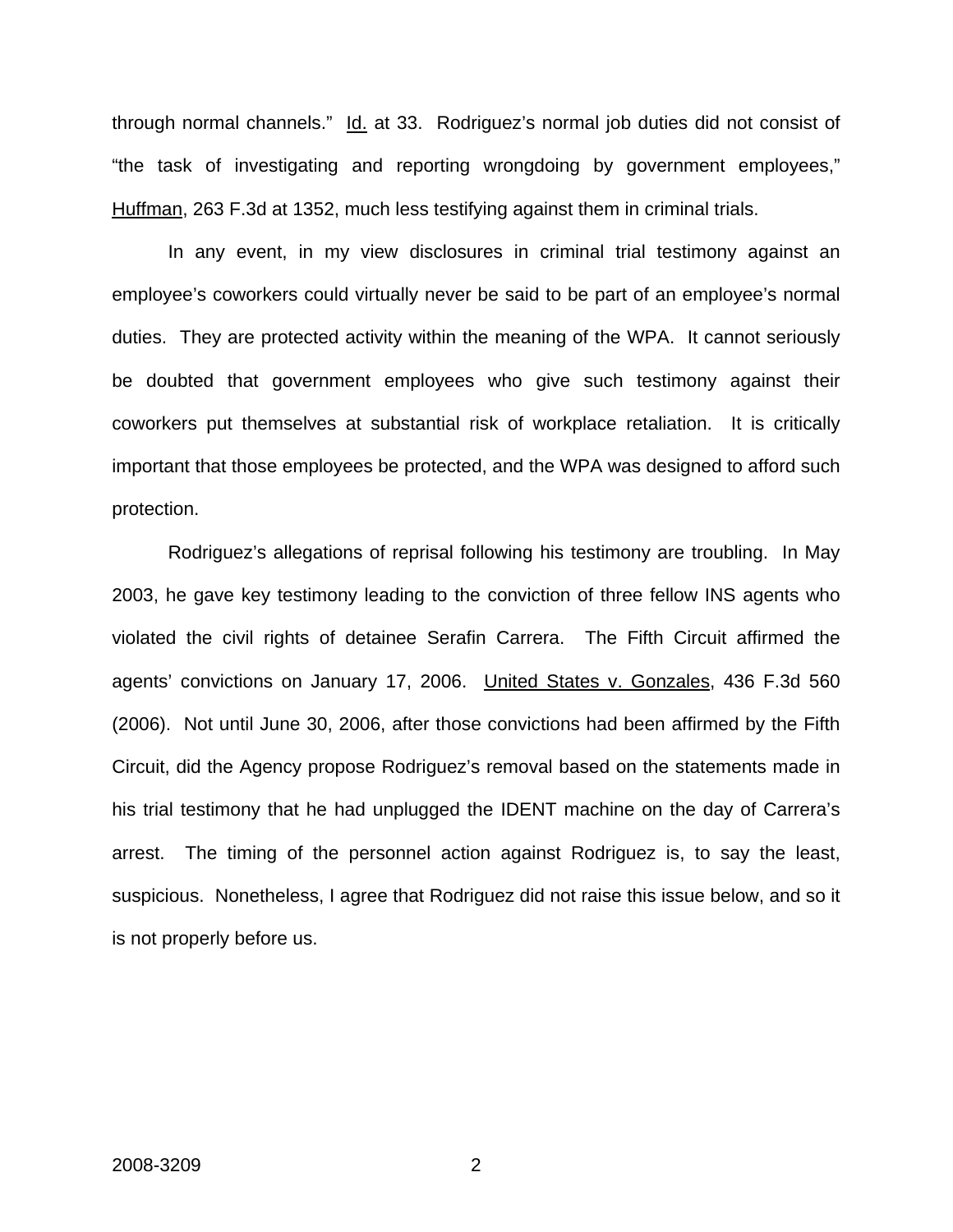through normal channels." Id. at 33. Rodriguez's normal job duties did not consist of "the task of investigating and reporting wrongdoing by government employees," Huffman, 263 F.3d at 1352, much less testifying against them in criminal trials.

In any event, in my view disclosures in criminal trial testimony against an employee's coworkers could virtually never be said to be part of an employee's normal duties. They are protected activity within the meaning of the WPA. It cannot seriously be doubted that government employees who give such testimony against their coworkers put themselves at substantial risk of workplace retaliation. It is critically important that those employees be protected, and the WPA was designed to afford such protection.

Rodriguez's allegations of reprisal following his testimony are troubling. In May 2003, he gave key testimony leading to the conviction of three fellow INS agents who violated the civil rights of detainee Serafin Carrera. The Fifth Circuit affirmed the agents' convictions on January 17, 2006. United States v. Gonzales, 436 F.3d 560 (2006). Not until June 30, 2006, after those convictions had been affirmed by the Fifth Circuit, did the Agency propose Rodriguez's removal based on the statements made in his trial testimony that he had unplugged the IDENT machine on the day of Carrera's arrest. The timing of the personnel action against Rodriguez is, to say the least, suspicious. Nonetheless, I agree that Rodriguez did not raise this issue below, and so it is not properly before us.